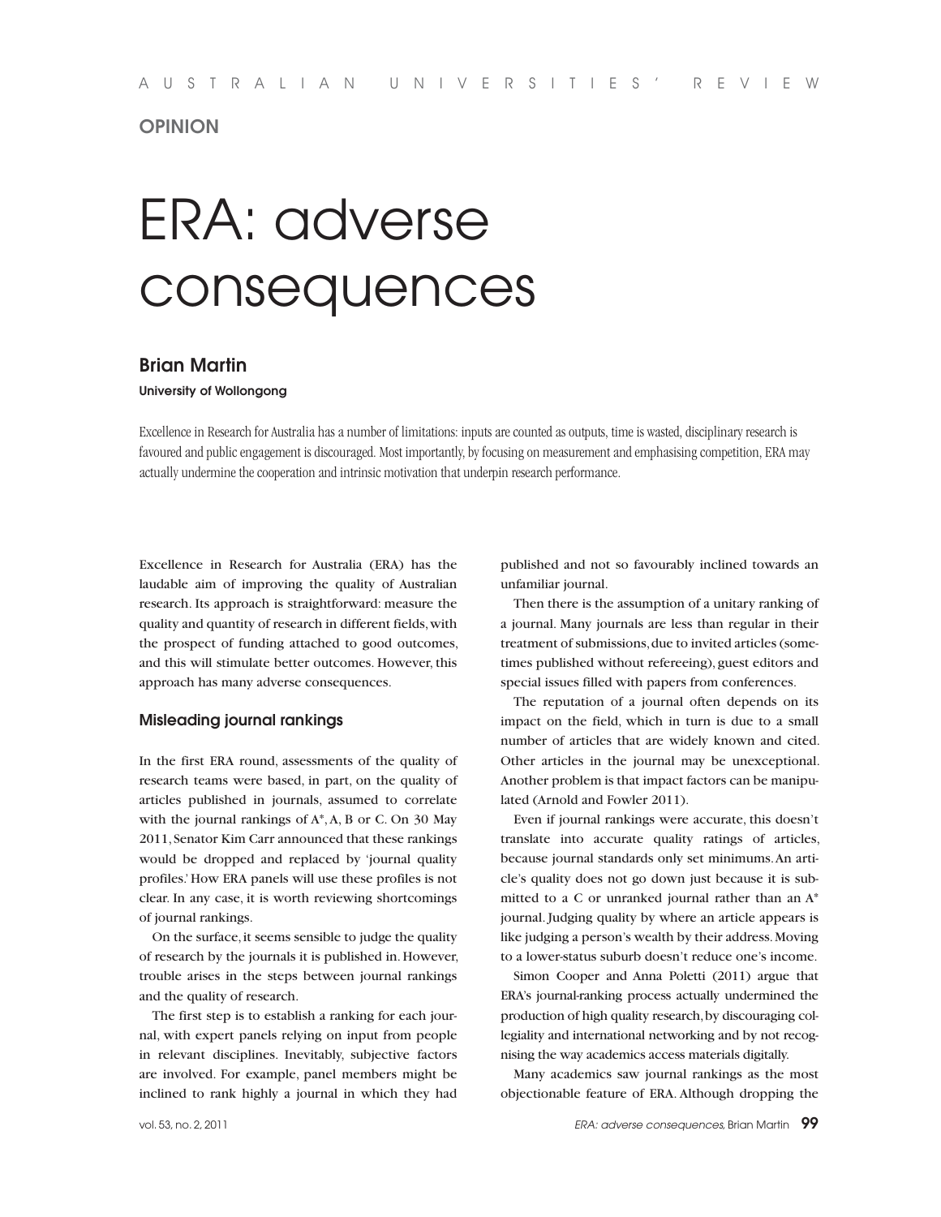OPINION

# ERA: adverse consequences

**Brian Martin**

**University of Wollongong**

Excellence in Research for Australia has a number of limitations: inputs are counted as outputs, time is wasted, disciplinary research is favoured and public engagement is discouraged. Most importantly, by focusing on measurement and emphasising competition, ERA may actually undermine the cooperation and intrinsic motivation that underpin research performance.

Excellence in Research for Australia (ERA) has the laudable aim of improving the quality of Australian research. Its approach is straightforward: measure the quality and quantity of research in different fields, with the prospect of funding attached to good outcomes, and this will stimulate better outcomes. However, this approach has many adverse consequences.

## Misleading journal rankings

In the first ERA round, assessments of the quality of research teams were based, in part, on the quality of articles published in journals, assumed to correlate with the journal rankings of A*, A, B or C. On 30 May 2011, Senator Kim Carr announced that these rankings would be dropped and replaced by 'journal quality profiles.' How ERA panels will use these profiles is not clear. In any case, it is worth reviewing shortcomings of journal rankings.

On the surface, it seems sensible to judge the quality of research by the journals it is published in. However, trouble arises in the steps between journal rankings and the quality of research.

The first step is to establish a ranking for each journal, with expert panels relying on input from people in relevant disciplines. Inevitably, subjective factors are involved. For example, panel members might be inclined to rank highly a journal in which they had published and not so favourably inclined towards an unfamiliar journal.

Then there is the assumption of a unitary ranking of a journal. Many journals are less than regular in their treatment of submissions, due to invited articles (sometimes published without refereeing), guest editors and special issues filled with papers from conferences.

The reputation of a journal often depends on its impact on the field, which in turn is due to a small number of articles that are widely known and cited. Other articles in the journal may be unexceptional. Another problem is that impact factors can be manipulated (Arnold and Fowler 2011).

Even if journal rankings were accurate, this doesn't translate into accurate quality ratings of articles, because journal standards only set minimums. An article's quality does not go down just because it is submitted to a C or unranked journal rather than an A* journal. Judging quality by where an article appears is like judging a person's wealth by their address. Moving to a lower-status suburb doesn't reduce one's income.

Simon Cooper and Anna Poletti (2011) argue that ERA's journal-ranking process actually undermined the production of high quality research, by discouraging collegiality and international networking and by not recognising the way academics access materials digitally.

Many academics saw journal rankings as the most objectionable feature of ERA. Although dropping the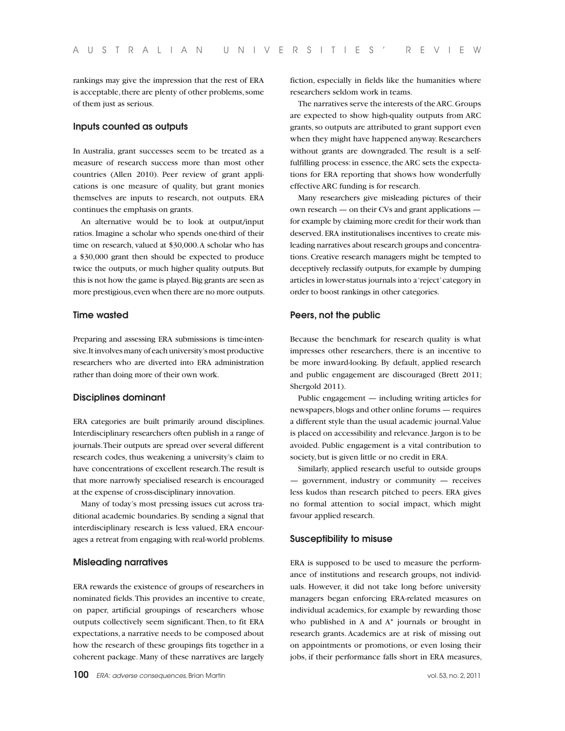rankings may give the impression that the rest of ERA is acceptable, there are plenty of other problems, some of them just as serious.

### Inputs counted as outputs

In Australia, grant successes seem to be treated as a measure of research success more than most other countries (Allen 2010). Peer review of grant applications is one measure of quality, but grant monies themselves are inputs to research, not outputs. ERA continues the emphasis on grants.

An alternative would be to look at output/input ratios. Imagine a scholar who spends one-third of their time on research, valued at $30,000. A scholar who has a $30,000 grant then should be expected to produce twice the outputs, or much higher quality outputs. But this is not how the game is played. Big grants are seen as more prestigious, even when there are no more outputs.

### Time wasted

Preparing and assessing ERA submissions is time-intensive. It involves many of each university's most productive researchers who are diverted into ERA administration rather than doing more of their own work.

### Disciplines dominant

ERA categories are built primarily around disciplines. Interdisciplinary researchers often publish in a range of journals. Their outputs are spread over several different research codes, thus weakening a university's claim to have concentrations of excellent research. The result is that more narrowly specialised research is encouraged at the expense of cross-disciplinary innovation.

Many of today's most pressing issues cut across traditional academic boundaries. By sending a signal that interdisciplinary research is less valued, ERA encourages a retreat from engaging with real-world problems.

### Misleading narratives

ERA rewards the existence of groups of researchers in nominated fields. This provides an incentive to create, on paper, artificial groupings of researchers whose outputs collectively seem significant. Then, to fit ERA expectations, a narrative needs to be composed about how the research of these groupings fits together in a coherent package. Many of these narratives are largely fiction, especially in fields like the humanities where researchers seldom work in teams.

The narratives serve the interests of the ARC. Groups are expected to show high-quality outputs from ARC grants, so outputs are attributed to grant support even when they might have happened anyway. Researchers without grants are downgraded. The result is a self-fulfilling process: in essence, the ARC sets the expectations for ERA reporting that shows how wonderfully effective ARC funding is for research.

Many researchers give misleading pictures of their own research — on their CVs and grant applications — for example by claiming more credit for their work than deserved. ERA institutionalises incentives to create misleading narratives about research groups and concentrations. Creative research managers might be tempted to deceptively reclassify outputs, for example by dumping articles in lower-status journals into a 'reject' category in order to boost rankings in other categories.

### Peers, not the public

Because the benchmark for research quality is what impresses other researchers, there is an incentive to be more inward-looking. By default, applied research and public engagement are discouraged (Brett 2011; Shergold 2011).

Public engagement — including writing articles for newspapers, blogs and other online forums — requires a different style than the usual academic journal. Value is placed on accessibility and relevance. Jargon is to be avoided. Public engagement is a vital contribution to society, but is given little or no credit in ERA.

Similarly, applied research useful to outside groups — government, industry or community — receives less kudos than research pitched to peers. ERA gives no formal attention to social impact, which might favour applied research.

### Susceptibility to misuse

ERA is supposed to be used to measure the performance of institutions and research groups, not individuals. However, it did not take long before university managers began enforcing ERA-related measures on individual academics, for example by rewarding those who published in A and A* journals or brought in research grants. Academics are at risk of missing out on appointments or promotions, or even losing their jobs, if their performance falls short in ERA measures,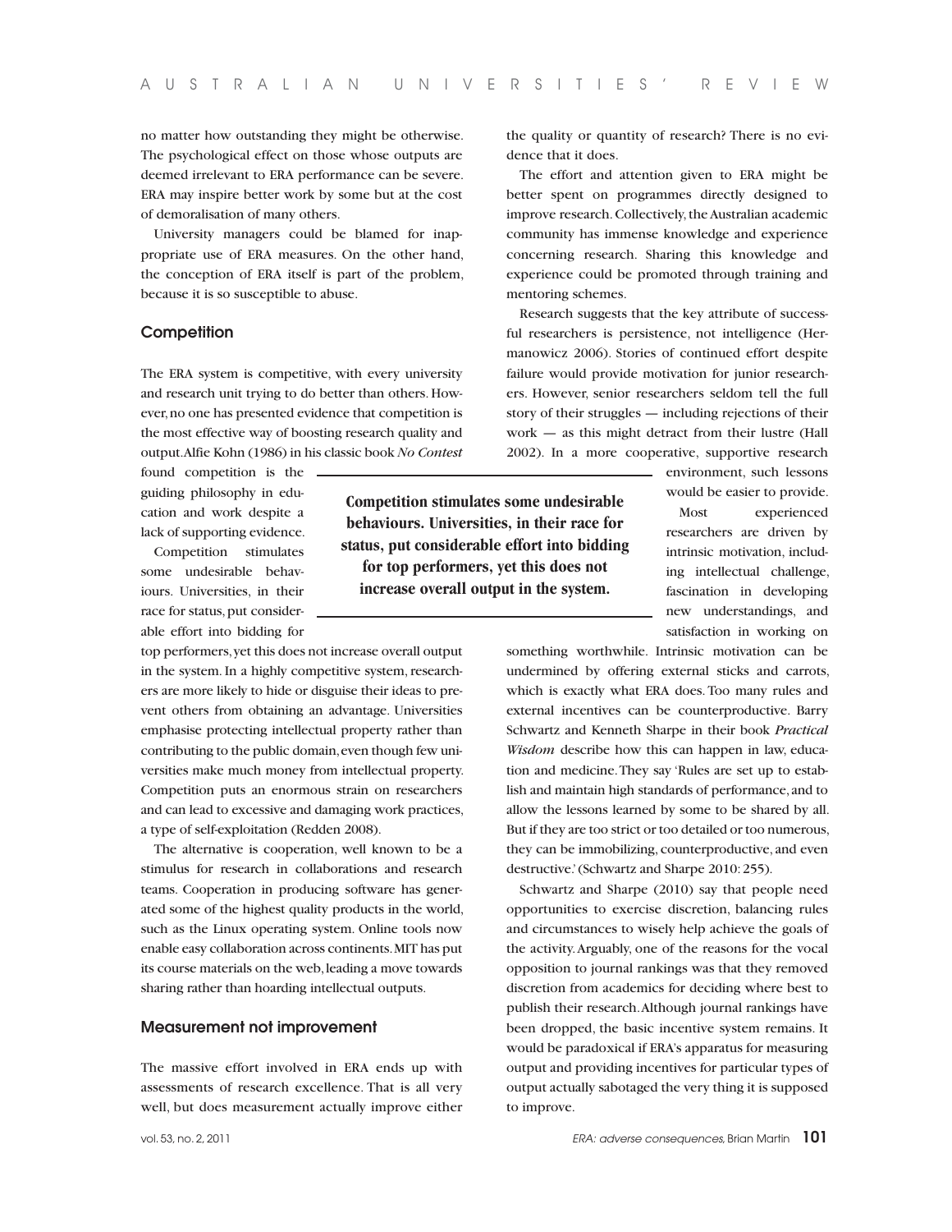no matter how outstanding they might be otherwise. The psychological effect on those whose outputs are deemed irrelevant to ERA performance can be severe. ERA may inspire better work by some but at the cost of demoralisation of many others.

University managers could be blamed for inappropriate use of ERA measures. On the other hand, the conception of ERA itself is part of the problem, because it is so susceptible to abuse.

## Competition

The ERA system is competitive, with every university and research unit trying to do better than others. However, no one has presented evidence that competition is the most effective way of boosting research quality and output. Alfie Kohn (1986) in his classic book *No Contest* found competition is the guiding philosophy in education and work despite a lack of supporting evidence.

Competition stimulates some undesirable behaviours. Universities, in their race for status, put considerable effort into bidding for top performers, yet this does not increase overall output in the system. In a highly competitive system, researchers are more likely to hide or disguise their ideas to prevent others from obtaining an advantage. Universities emphasise protecting intellectual property rather than contributing to the public domain, even though few universities make much money from intellectual property. Competition puts an enormous strain on researchers and can lead to excessive and damaging work practices, a type of self-exploitation (Redden 2008).

> **Competition stimulates some undesirable behaviours. Universities, in their race for status, put considerable effort into bidding for top performers, yet this does not increase overall output in the system.**

The alternative is cooperation, well known to be a stimulus for research in collaborations and research teams. Cooperation in producing software has generated some of the highest quality products in the world, such as the Linux operating system. Online tools now enable easy collaboration across continents. MIT has put its course materials on the web, leading a move towards sharing rather than hoarding intellectual outputs.

## Measurement not improvement

The massive effort involved in ERA ends up with assessments of research excellence. That is all very well, but does measurement actually improve either the quality or quantity of research? There is no evidence that it does.

The effort and attention given to ERA might be better spent on programmes directly designed to improve research. Collectively, the Australian academic community has immense knowledge and experience concerning research. Sharing this knowledge and experience could be promoted through training and mentoring schemes.

Research suggests that the key attribute of successful researchers is persistence, not intelligence (Hermanowicz 2006). Stories of continued effort despite failure would provide motivation for junior researchers. However, senior researchers seldom tell the full story of their struggles — including rejections of their work — as this might detract from their lustre (Hall 2002). In a more cooperative, supportive research environment, such lessons would be easier to provide.

Most experienced researchers are driven by intrinsic motivation, including intellectual challenge, fascination in developing new understandings, and satisfaction in working on something worthwhile. Intrinsic motivation can be undermined by offering external sticks and carrots, which is exactly what ERA does. Too many rules and external incentives can be counterproductive. Barry Schwartz and Kenneth Sharpe in their book *Practical Wisdom* describe how this can happen in law, education and medicine. They say 'Rules are set up to establish and maintain high standards of performance, and to allow the lessons learned by some to be shared by all. But if they are too strict or too detailed or too numerous, they can be immobilizing, counterproductive, and even destructive.' (Schwartz and Sharpe 2010: 255).

Schwartz and Sharpe (2010) say that people need opportunities to exercise discretion, balancing rules and circumstances to wisely help achieve the goals of the activity. Arguably, one of the reasons for the vocal opposition to journal rankings was that they removed discretion from academics for deciding where best to publish their research. Although journal rankings have been dropped, the basic incentive system remains. It would be paradoxical if ERA's apparatus for measuring output and providing incentives for particular types of output actually sabotaged the very thing it is supposed to improve.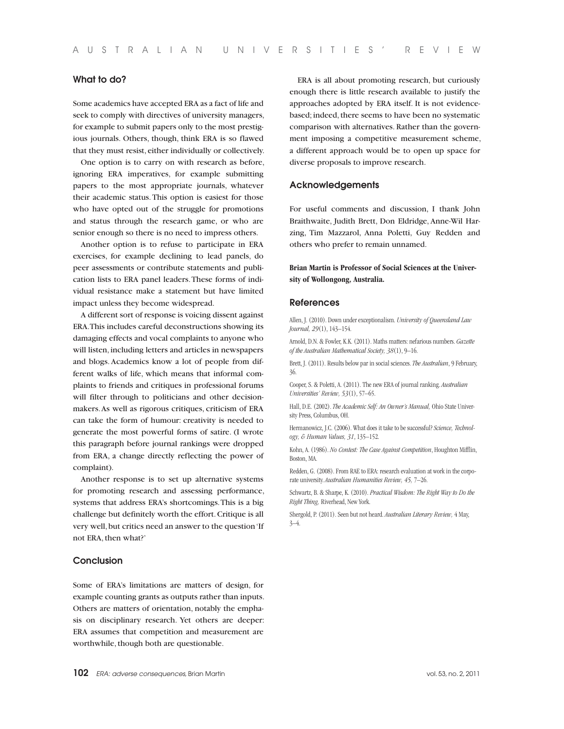## What to do?

Some academics have accepted ERA as a fact of life and seek to comply with directives of university managers, for example to submit papers only to the most prestigious journals. Others, though, think ERA is so flawed that they must resist, either individually or collectively.

One option is to carry on with research as before, ignoring ERA imperatives, for example submitting papers to the most appropriate journals, whatever their academic status. This option is easiest for those who have opted out of the struggle for promotions and status through the research game, or who are senior enough so there is no need to impress others.

Another option is to refuse to participate in ERA exercises, for example declining to lead panels, do peer assessments or contribute statements and publication lists to ERA panel leaders. These forms of individual resistance make a statement but have limited impact unless they become widespread.

A different sort of response is voicing dissent against ERA. This includes careful deconstructions showing its damaging effects and vocal complaints to anyone who will listen, including letters and articles in newspapers and blogs. Academics know a lot of people from different walks of life, which means that informal complaints to friends and critiques in professional forums will filter through to politicians and other decision-makers. As well as rigorous critiques, criticism of ERA can take the form of humour: creativity is needed to generate the most powerful forms of satire. (I wrote this paragraph before journal rankings were dropped from ERA, a change directly reflecting the power of complaint).

Another response is to set up alternative systems for promoting research and assessing performance, systems that address ERA's shortcomings. This is a big challenge but definitely worth the effort. Critique is all very well, but critics need an answer to the question 'If not ERA, then what?'

## Conclusion

Some of ERA's limitations are matters of design, for example counting grants as outputs rather than inputs. Others are matters of orientation, notably the emphasis on disciplinary research. Yet others are deeper: ERA assumes that competition and measurement are worthwhile, though both are questionable.

ERA is all about promoting research, but curiously enough there is little research available to justify the approaches adopted by ERA itself. It is not evidence-based; indeed, there seems to have been no systematic comparison with alternatives. Rather than the government imposing a competitive measurement scheme, a different approach would be to open up space for diverse proposals to improve research.

## Acknowledgements

For useful comments and discussion, I thank John Braithwaite, Judith Brett, Don Eldridge, Anne-Wil Harzing, Tim Mazzarol, Anna Poletti, Guy Redden and others who prefer to remain unnamed.

**Brian Martin is Professor of Social Sciences at the University of Wollongong, Australia.**

## References

Allen, J. (2010). Down under exceptionalism. *University of Queensland Law Journal, 29*(1), 143–154.

Arnold, D.N. & Fowler, K.K. (2011). Maths matters: nefarious numbers. *Gazette of the Australian Mathematical Society, 38*(1), 9–16.

Brett, J. (2011). Results below par in social sciences. *The Australian*, 9 February, 36.

Cooper, S. & Poletti, A. (2011). The new ERA of journal ranking. *Australian Universities' Review, 53*(1), 57–65.

Hall, D.E. (2002). *The Academic Self: An Owner's Manual,* Ohio State University Press, Columbus, OH.

Hermanowicz, J.C. (2006). What does it take to be successful? *Science, Technology, & Human Values, 31*, 135–152.

Kohn, A. (1986). *No Contest: The Case Against Competition*, Houghton Mifflin, Boston, MA.

Redden, G. (2008). From RAE to ERA: research evaluation at work in the corporate university. *Australian Humanities Review, 45,* 7–26.

Schwartz, B. & Sharpe, K. (2010). *Practical Wisdom: The Right Way to Do the Right Thing,* Riverhead, New York.

Shergold, P. (2011). Seen but not heard. *Australian Literary Review,* 4 May, 3–4.